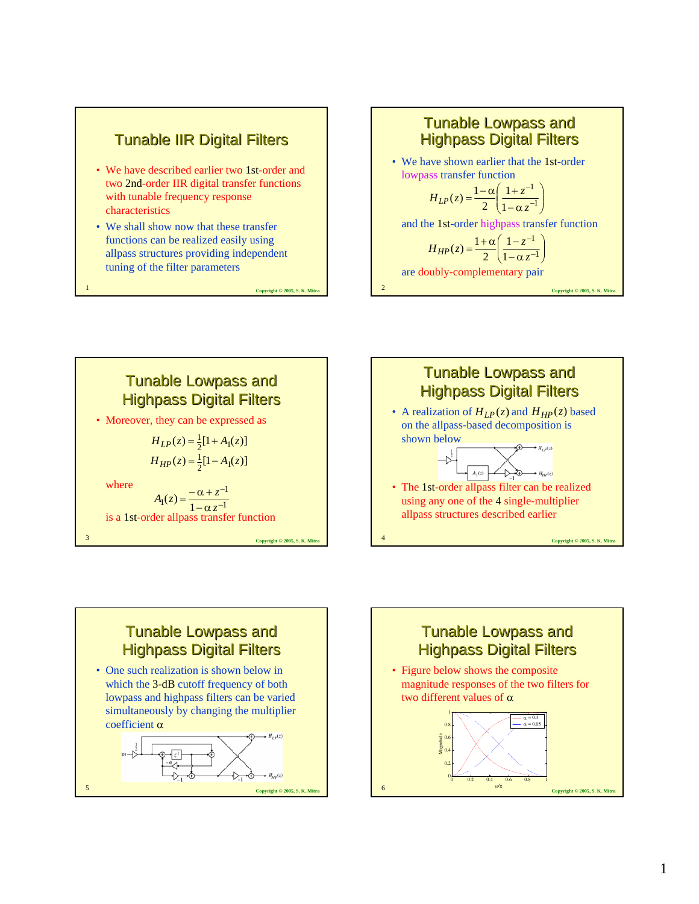## Tunable IIR Digital Filters

- We have described earlier two 1st-order and two 2nd-order IIR digital transfer functions with tunable frequency response characteristics
- We shall show now that these transfer functions can be realized easily using allpass structures providing independent tuning of the filter parameters

## Tunable Lowpass and Highpass Digital Filters

- We have shown earlier that the 1st-order lowpass transfer function

$$H_{LP}(z) = \frac{1-\alpha}{2}\left(\frac{1+z^{-1}}{1-\alpha z^{-1}}\right)$$

and the 1st-order highpass transfer function

$$H_{HP}(z) = \frac{1+\alpha}{2}\left(\frac{1-z^{-1}}{1-\alpha z^{-1}}\right)$$

are doubly-complementary pair

## Tunable Lowpass and Highpass Digital Filters

- Moreover, they can be expressed as

$$H_{LP}(z) = \tfrac{1}{2}[1 + A_1(z)]$$

$$H_{HP}(z) = \tfrac{1}{2}[1 - A_1(z)]$$

where

$$A_1(z) = \frac{-\alpha + z^{-1}}{1-\alpha z^{-1}}$$

is a 1st-order allpass transfer function

## Tunable Lowpass and Highpass Digital Filters

- A realization of $H_{LP}(z)$ and $H_{HP}(z)$ based on the allpass-based decomposition is shown below
- The 1st-order allpass filter can be realized using any one of the 4 single-multiplier allpass structures described earlier

## Tunable Lowpass and Highpass Digital Filters

- One such realization is shown below in which the 3-dB cutoff frequency of both lowpass and highpass filters can be varied simultaneously by changing the multiplier coefficient $\alpha$

## Tunable Lowpass and Highpass Digital Filters

- Figure below shows the composite magnitude responses of the two filters for two different values of $\alpha$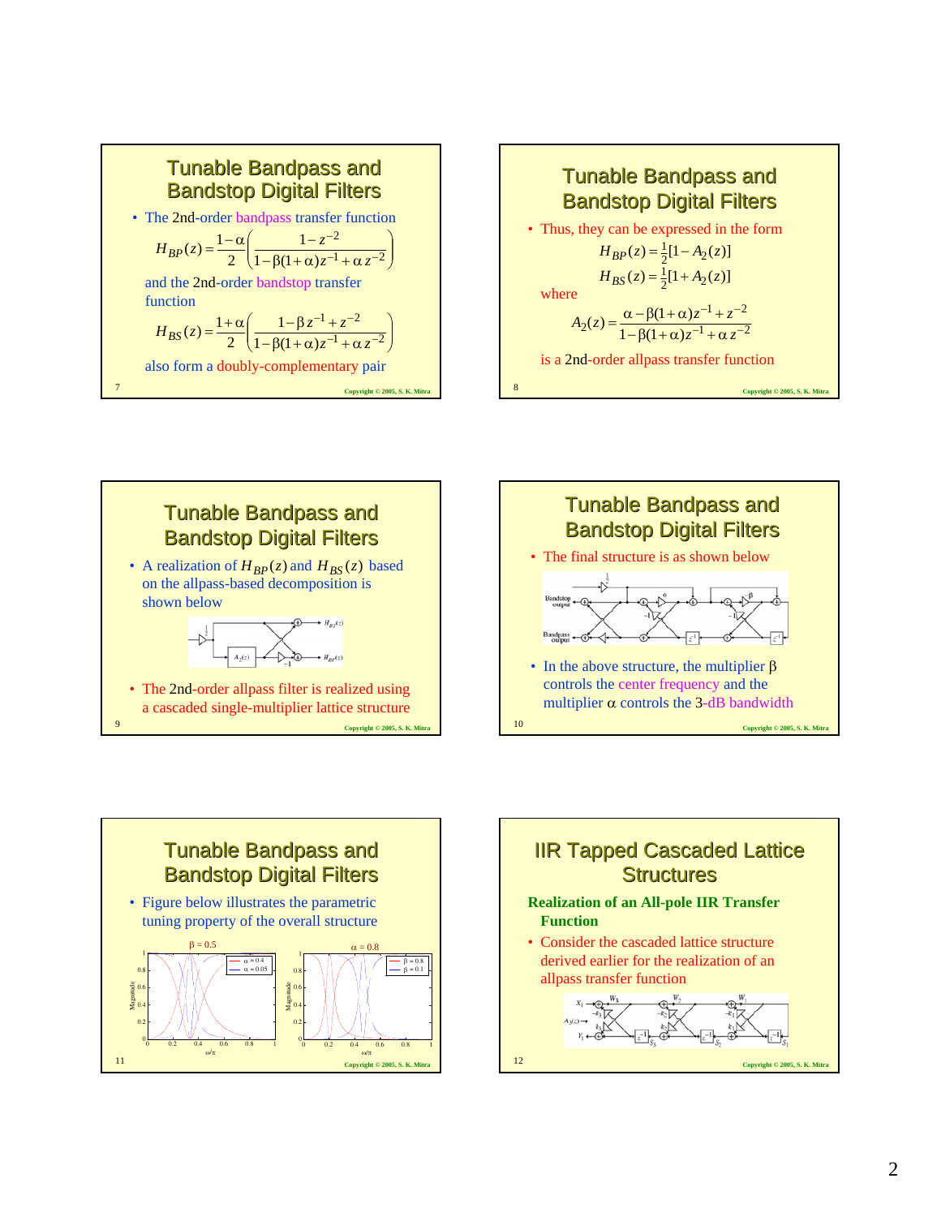## Tunable Bandpass and Bandstop Digital Filters

- The 2nd-order bandpass transfer function

$$H_{BP}(z) = \frac{1-\alpha}{2}\left(\frac{1-z^{-2}}{1-\beta(1+\alpha)z^{-1}+\alpha z^{-2}}\right)$$

and the 2nd-order bandstop transfer function

$$H_{BS}(z) = \frac{1+\alpha}{2}\left(\frac{1-\beta z^{-1}+z^{-2}}{1-\beta(1+\alpha)z^{-1}+\alpha z^{-2}}\right)$$

also form a doubly-complementary pair

## Tunable Bandpass and Bandstop Digital Filters

- Thus, they can be expressed in the form

$$H_{BP}(z) = \tfrac{1}{2}[1 - A_2(z)]$$

$$H_{BS}(z) = \tfrac{1}{2}[1 + A_2(z)]$$

where

$$A_2(z) = \frac{\alpha - \beta(1+\alpha)z^{-1} + z^{-2}}{1-\beta(1+\alpha)z^{-1}+\alpha z^{-2}}$$

is a 2nd-order allpass transfer function

## Tunable Bandpass and Bandstop Digital Filters

- A realization of $H_{BP}(z)$ and $H_{BS}(z)$ based on the allpass-based decomposition is shown below

- The 2nd-order allpass filter is realized using a cascaded single-multiplier lattice structure

## Tunable Bandpass and Bandstop Digital Filters

- The final structure is as shown below

- In the above structure, the multiplier $\beta$ controls the center frequency and the multiplier $\alpha$ controls the 3-dB bandwidth

## Tunable Bandpass and Bandstop Digital Filters

- Figure below illustrates the parametric tuning property of the overall structure

## IIR Tapped Cascaded Lattice Structures

**Realization of an All-pole IIR Transfer Function**

- Consider the cascaded lattice structure derived earlier for the realization of an allpass transfer function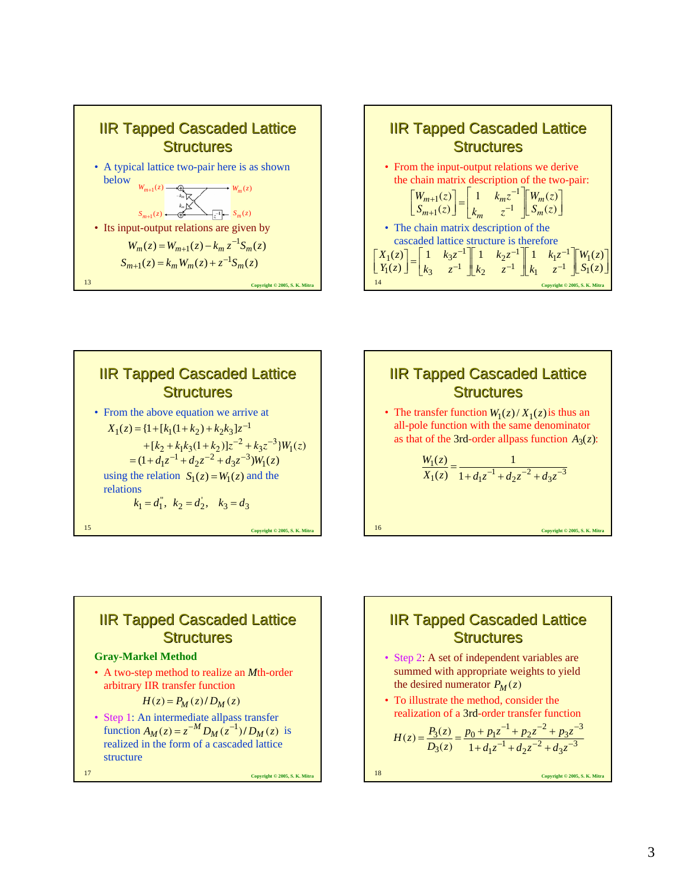## IIR Tapped Cascaded Lattice Structures

- A typical lattice two-pair here is as shown below

- Its input-output relations are given by

$$W_m(z) = W_{m+1}(z) - k_m z^{-1} S_m(z)$$
$$S_{m+1}(z) = k_m W_m(z) + z^{-1} S_m(z)$$

## IIR Tapped Cascaded Lattice Structures

- From the input-output relations we derive the chain matrix description of the two-pair:

$$\begin{bmatrix} W_{m+1}(z) \\ S_{m+1}(z) \end{bmatrix} = \begin{bmatrix} 1 & k_m z^{-1} \\ k_m & z^{-1} \end{bmatrix} \begin{bmatrix} W_m(z) \\ S_m(z) \end{bmatrix}$$

- The chain matrix description of the cascaded lattice structure is therefore

$$\begin{bmatrix} X_1(z) \\ Y_1(z) \end{bmatrix} = \begin{bmatrix} 1 & k_3 z^{-1} \\ k_3 & z^{-1} \end{bmatrix} \begin{bmatrix} 1 & k_2 z^{-1} \\ k_2 & z^{-1} \end{bmatrix} \begin{bmatrix} 1 & k_1 z^{-1} \\ k_1 & z^{-1} \end{bmatrix} \begin{bmatrix} W_1(z) \\ S_1(z) \end{bmatrix}$$

## IIR Tapped Cascaded Lattice Structures

- From the above equation we arrive at

$$X_1(z) = \{1 + [k_1(1+k_2) + k_2 k_3] z^{-1}$$
$$+ [k_2 + k_1 k_3 (1+k_2)] z^{-2} + k_3 z^{-3}\} W_1(z)$$
$$= (1 + d_1 z^{-1} + d_2 z^{-2} + d_3 z^{-3}) W_1(z)$$

using the relation $S_1(z) = W_1(z)$ and the relations

$$k_1 = d_1'', \quad k_2 = d_2', \quad k_3 = d_3$$

## IIR Tapped Cascaded Lattice Structures

- The transfer function $W_1(z)/X_1(z)$ is thus an all-pole function with the same denominator as that of the 3rd-order allpass function $A_3(z)$:

$$\frac{W_1(z)}{X_1(z)} = \frac{1}{1 + d_1 z^{-1} + d_2 z^{-2} + d_3 z^{-3}}$$

## IIR Tapped Cascaded Lattice Structures

**Gray-Markel Method**

- A two-step method to realize an $M$th-order arbitrary IIR transfer function

$$H(z) = P_M(z)/D_M(z)$$

- Step 1: An intermediate allpass transfer function $A_M(z) = z^{-M} D_M(z^{-1})/D_M(z)$ is realized in the form of a cascaded lattice structure

## IIR Tapped Cascaded Lattice Structures

- Step 2: A set of independent variables are summed with appropriate weights to yield the desired numerator $P_M(z)$
- To illustrate the method, consider the realization of a 3rd-order transfer function

$$H(z) = \frac{P_3(z)}{D_3(z)} = \frac{p_0 + p_1 z^{-1} + p_2 z^{-2} + p_3 z^{-3}}{1 + d_1 z^{-1} + d_2 z^{-2} + d_3 z^{-3}}$$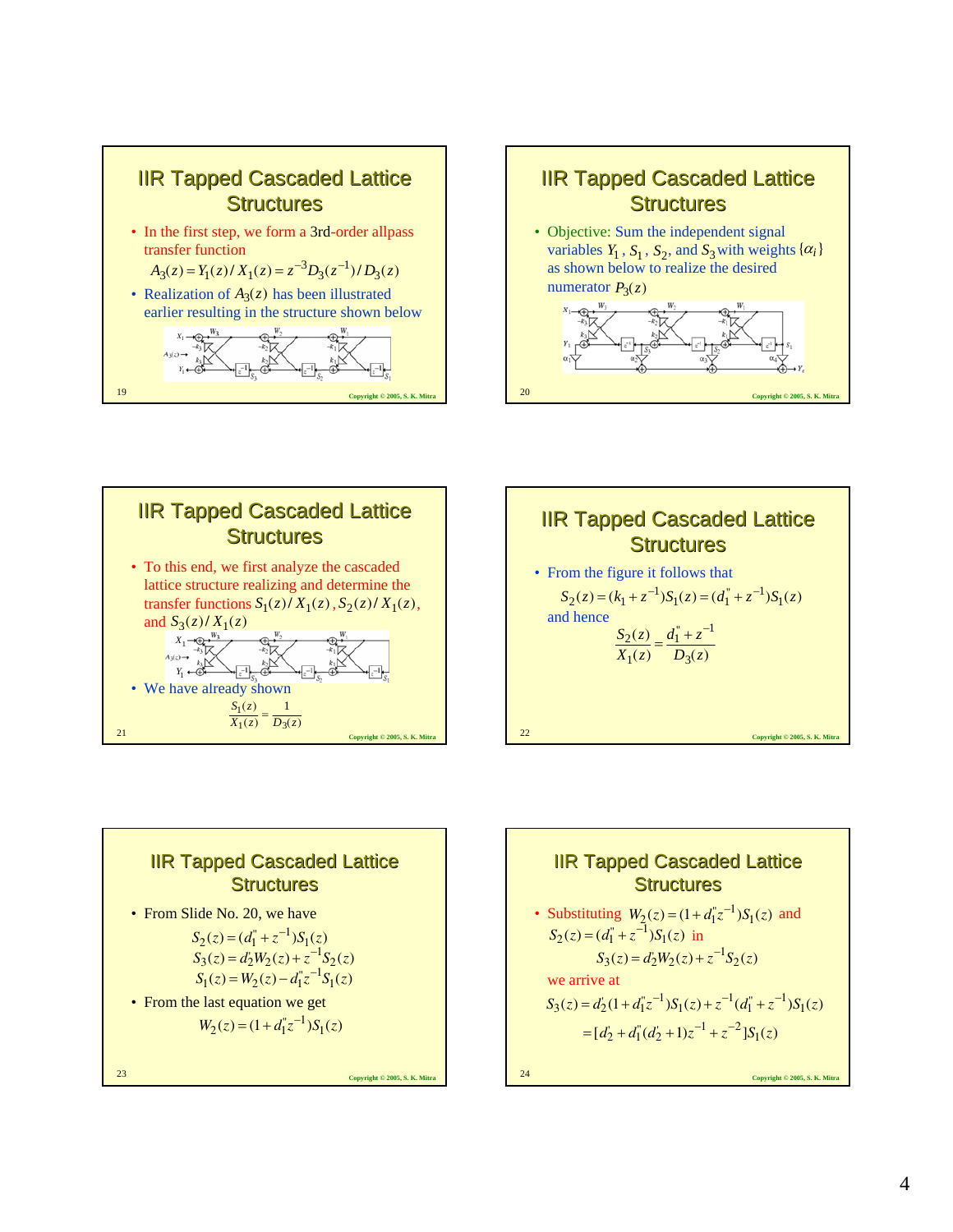## IIR Tapped Cascaded Lattice Structures

- In the first step, we form a 3rd-order allpass transfer function

$$A_3(z) = Y_1(z)/X_1(z) = z^{-3}D_3(z^{-1})/D_3(z)$$

- Realization of $A_3(z)$ has been illustrated earlier resulting in the structure shown below

## IIR Tapped Cascaded Lattice Structures

- Objective: Sum the independent signal variables $Y_1$, $S_1$, $S_2$, and $S_3$ with weights $\{\alpha_i\}$ as shown below to realize the desired numerator $P_3(z)$

## IIR Tapped Cascaded Lattice Structures

- To this end, we first analyze the cascaded lattice structure realizing and determine the transfer functions $S_1(z)/X_1(z)$, $S_2(z)/X_1(z)$, and $S_3(z)/X_1(z)$
- We have already shown

$$\frac{S_1(z)}{X_1(z)} = \frac{1}{D_3(z)}$$

## IIR Tapped Cascaded Lattice Structures

- From the figure it follows that

$$S_2(z) = (k_1 + z^{-1})S_1(z) = (d_1'' + z^{-1})S_1(z)$$

and hence

$$\frac{S_2(z)}{X_1(z)} = \frac{d_1'' + z^{-1}}{D_3(z)}$$

## IIR Tapped Cascaded Lattice Structures

- From Slide No. 20, we have

$$S_2(z) = (d_1'' + z^{-1})S_1(z)$$
$$S_3(z) = d_2' W_2(z) + z^{-1}S_2(z)$$
$$S_1(z) = W_2(z) - d_1'' z^{-1}S_1(z)$$

- From the last equation we get

$$W_2(z) = (1 + d_1'' z^{-1})S_1(z)$$

## IIR Tapped Cascaded Lattice Structures

- Substituting $W_2(z) = (1 + d_1'' z^{-1})S_1(z)$ and $S_2(z) = (d_1'' + z^{-1})S_1(z)$ in

$$S_3(z) = d_2' W_2(z) + z^{-1}S_2(z)$$

we arrive at

$$S_3(z) = d_2'(1 + d_1'' z^{-1})S_1(z) + z^{-1}(d_1'' + z^{-1})S_1(z)$$
$$= [d_2' + d_1''(d_2' + 1)z^{-1} + z^{-2}]S_1(z)$$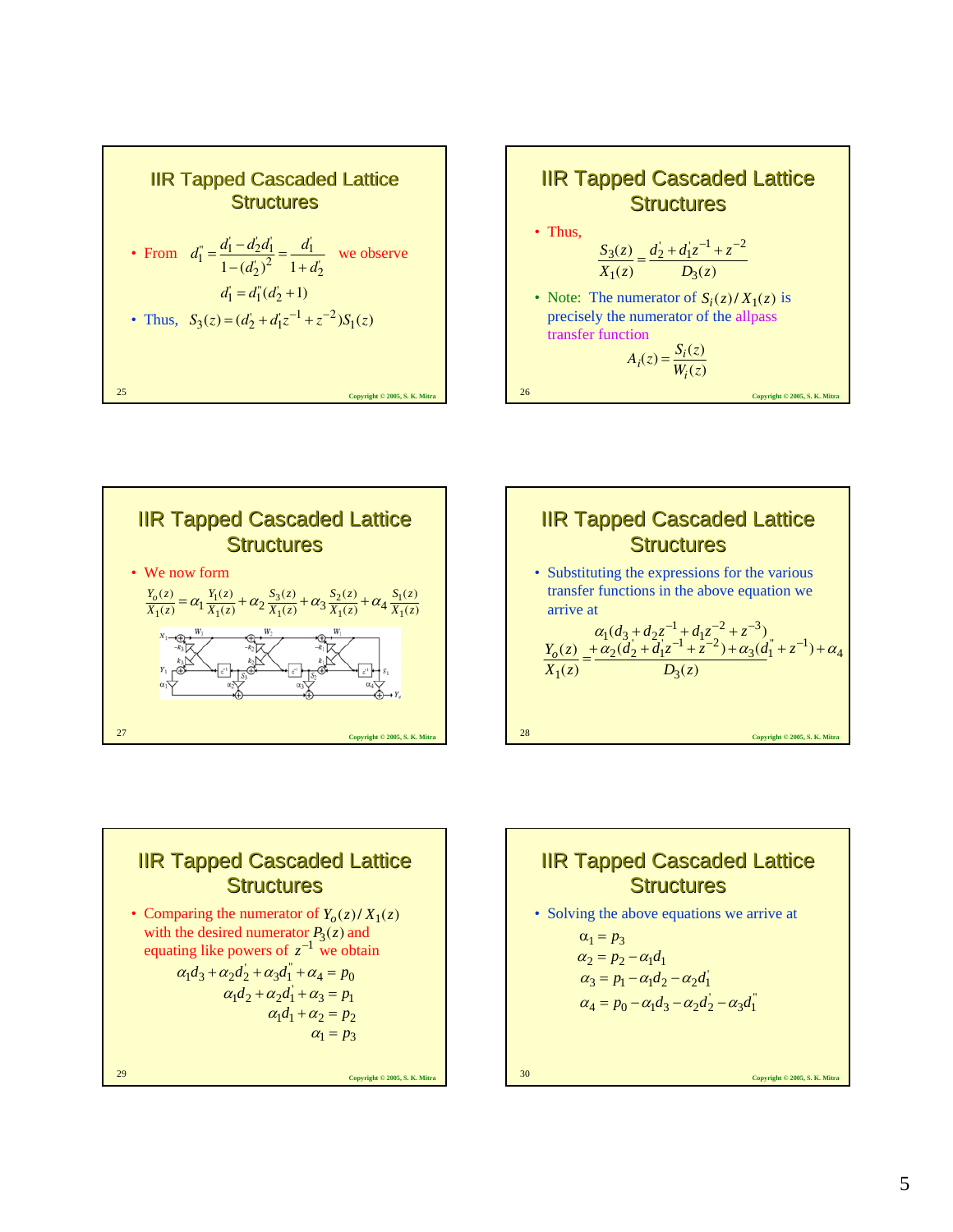## IIR Tapped Cascaded Lattice Structures

- From $d_1'' = \dfrac{d_1' - d_2' d_1'}{1-(d_2')^2} = \dfrac{d_1'}{1+d_2'}$ we observe

$$d_1' = d_1''(d_2' + 1)$$

- Thus, $S_3(z) = (d_2' + d_1' z^{-1} + z^{-2}) S_1(z)$

## IIR Tapped Cascaded Lattice Structures

- Thus,

$$\frac{S_3(z)}{X_1(z)} = \frac{d_2' + d_1' z^{-1} + z^{-2}}{D_3(z)}$$

- Note: The numerator of $S_i(z)/X_1(z)$ is precisely the numerator of the allpass transfer function

$$A_i(z) = \frac{S_i(z)}{W_i(z)}$$

## IIR Tapped Cascaded Lattice Structures

- We now form

$$\frac{Y_o(z)}{X_1(z)} = \alpha_1 \frac{Y_1(z)}{X_1(z)} + \alpha_2 \frac{S_3(z)}{X_1(z)} + \alpha_3 \frac{S_2(z)}{X_1(z)} + \alpha_4 \frac{S_1(z)}{X_1(z)}$$

## IIR Tapped Cascaded Lattice Structures

- Substituting the expressions for the various transfer functions in the above equation we arrive at

$$\frac{Y_o(z)}{X_1(z)} = \frac{\alpha_1(d_3 + d_2 z^{-1} + d_1 z^{-2} + z^{-3}) + \alpha_2(d_2' + d_1' z^{-1} + z^{-2}) + \alpha_3(d_1'' + z^{-1}) + \alpha_4}{D_3(z)}$$

## IIR Tapped Cascaded Lattice Structures

- Comparing the numerator of $Y_o(z)/X_1(z)$ with the desired numerator $P_3(z)$ and equating like powers of $z^{-1}$ we obtain

$$\alpha_1 d_3 + \alpha_2 d_2' + \alpha_3 d_1'' + \alpha_4 = p_0$$
$$\alpha_1 d_2 + \alpha_2 d_1' + \alpha_3 = p_1$$
$$\alpha_1 d_1 + \alpha_2 = p_2$$
$$\alpha_1 = p_3$$

## IIR Tapped Cascaded Lattice Structures

- Solving the above equations we arrive at

$$\alpha_1 = p_3$$
$$\alpha_2 = p_2 - \alpha_1 d_1$$
$$\alpha_3 = p_1 - \alpha_1 d_2 - \alpha_2 d_1'$$
$$\alpha_4 = p_0 - \alpha_1 d_3 - \alpha_2 d_2' - \alpha_3 d_1''$$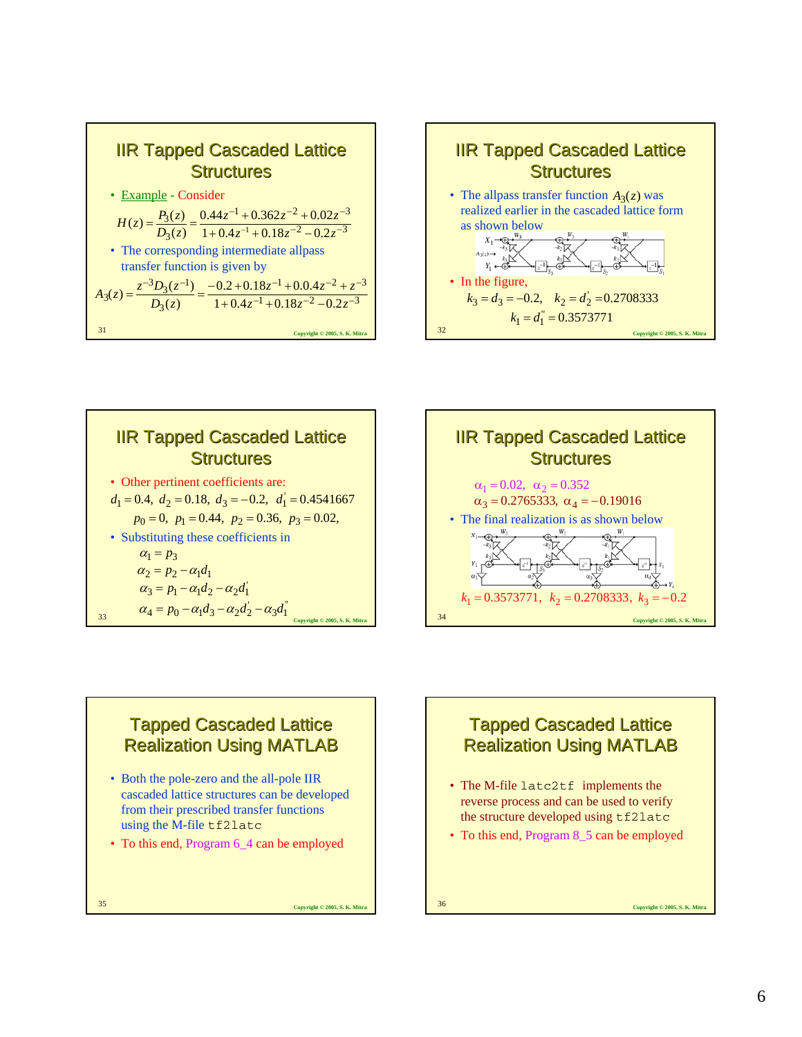## IIR Tapped Cascaded Lattice Structures

- Example - Consider

$$H(z) = \frac{P_3(z)}{D_3(z)} = \frac{0.44z^{-1} + 0.362z^{-2} + 0.02z^{-3}}{1 + 0.4z^{-1} + 0.18z^{-2} - 0.2z^{-3}}$$

- The corresponding intermediate allpass transfer function is given by

$$A_3(z) = \frac{z^{-3}D_3(z^{-1})}{D_3(z)} = \frac{-0.2 + 0.18z^{-1} + 0.0.4z^{-2} + z^{-3}}{1 + 0.4z^{-1} + 0.18z^{-2} - 0.2z^{-3}}$$

## IIR Tapped Cascaded Lattice Structures

- The allpass transfer function $A_3(z)$ was realized earlier in the cascaded lattice form as shown below

- In the figure,

$$k_3 = d_3 = -0.2, \quad k_2 = d_2' = 0.2708333$$

$$k_1 = d_1'' = 0.3573771$$

## IIR Tapped Cascaded Lattice Structures

- Other pertinent coefficients are:

$$d_1 = 0.4, \; d_2 = 0.18, \; d_3 = -0.2, \; d_1' = 0.4541667$$

$$p_0 = 0, \; p_1 = 0.44, \; p_2 = 0.36, \; p_3 = 0.02,$$

- Substituting these coefficients in

$$\alpha_1 = p_3$$

$$\alpha_2 = p_2 - \alpha_1 d_1$$

$$\alpha_3 = p_1 - \alpha_1 d_2 - \alpha_2 d_1'$$

$$\alpha_4 = p_0 - \alpha_1 d_3 - \alpha_2 d_2' - \alpha_3 d_1''$$

## IIR Tapped Cascaded Lattice Structures

$$\alpha_1 = 0.02, \;\; \alpha_2 = 0.352$$

$$\alpha_3 = 0.2765333, \;\; \alpha_4 = -0.19016$$

- The final realization is as shown below

$$k_1 = 0.3573771, \;\; k_2 = 0.2708333, \;\; k_3 = -0.2$$

## Tapped Cascaded Lattice Realization Using MATLAB

- Both the pole-zero and the all-pole IIR cascaded lattice structures can be developed from their prescribed transfer functions using the M-file `tf2latc`
- To this end, Program 6_4 can be employed

## Tapped Cascaded Lattice Realization Using MATLAB

- The M-file `latc2tf` implements the reverse process and can be used to verify the structure developed using `tf2latc`
- To this end, Program 8_5 can be employed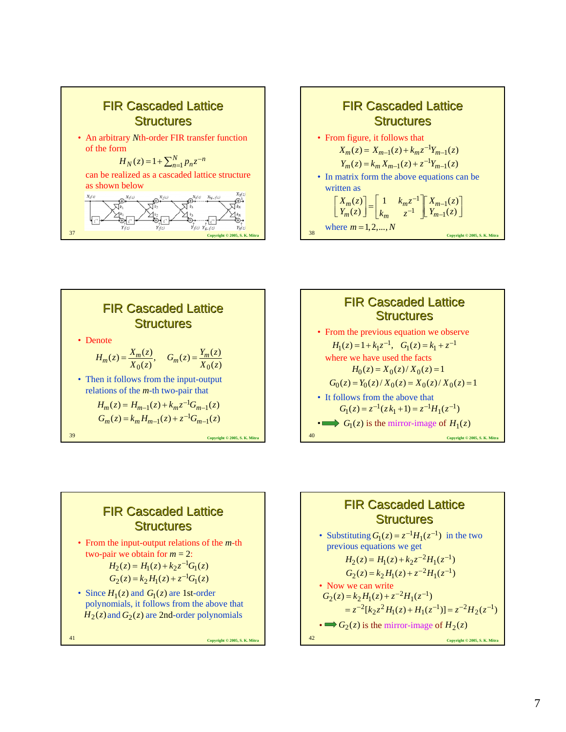## FIR Cascaded Lattice Structures

- An arbitrary $N$th-order FIR transfer function of the form

$$H_N(z) = 1 + \sum_{n=1}^{N} p_n z^{-n}$$

can be realized as a cascaded lattice structure as shown below

## FIR Cascaded Lattice Structures

- From figure, it follows that

$$X_m(z) = X_{m-1}(z) + k_m z^{-1} Y_{m-1}(z)$$
$$Y_m(z) = k_m X_{m-1}(z) + z^{-1} Y_{m-1}(z)$$

- In matrix form the above equations can be written as

$$\begin{bmatrix} X_m(z) \\ Y_m(z) \end{bmatrix} = \begin{bmatrix} 1 & k_m z^{-1} \\ k_m & z^{-1} \end{bmatrix} \begin{bmatrix} X_{m-1}(z) \\ Y_{m-1}(z) \end{bmatrix}$$

where $m = 1, 2, \ldots, N$

## FIR Cascaded Lattice Structures

- Denote

$$H_m(z) = \frac{X_m(z)}{X_0(z)}, \quad G_m(z) = \frac{Y_m(z)}{X_0(z)}$$

- Then it follows from the input-output relations of the $m$-th two-pair that

$$H_m(z) = H_{m-1}(z) + k_m z^{-1} G_{m-1}(z)$$
$$G_m(z) = k_m H_{m-1}(z) + z^{-1} G_{m-1}(z)$$

## FIR Cascaded Lattice Structures

- From the previous equation we observe

$$H_1(z) = 1 + k_1 z^{-1}, \quad G_1(z) = k_1 + z^{-1}$$

where we have used the facts

$$H_0(z) = X_0(z) / X_0(z) = 1$$
$$G_0(z) = Y_0(z) / X_0(z) = X_0(z) / X_0(z) = 1$$

- It follows from the above that

$$G_1(z) = z^{-1}(z k_1 + 1) = z^{-1} H_1(z^{-1})$$

- ⟹ $G_1(z)$ is the mirror-image of $H_1(z)$

## FIR Cascaded Lattice Structures

- From the input-output relations of the $m$-th two-pair we obtain for $m = 2$:

$$H_2(z) = H_1(z) + k_2 z^{-1} G_1(z)$$
$$G_2(z) = k_2 H_1(z) + z^{-1} G_1(z)$$

- Since $H_1(z)$ and $G_1(z)$ are 1st-order polynomials, it follows from the above that $H_2(z)$ and $G_2(z)$ are 2nd-order polynomials

## FIR Cascaded Lattice Structures

- Substituting $G_1(z) = z^{-1} H_1(z^{-1})$ in the two previous equations we get

$$H_2(z) = H_1(z) + k_2 z^{-2} H_1(z^{-1})$$
$$G_2(z) = k_2 H_1(z) + z^{-2} H_1(z^{-1})$$

- Now we can write

$$G_2(z) = k_2 H_1(z) + z^{-2} H_1(z^{-1})$$
$$= z^{-2}[k_2 z^2 H_1(z) + H_1(z^{-1})] = z^{-2} H_2(z^{-1})$$

- ⟹ $G_2(z)$ is the mirror-image of $H_2(z)$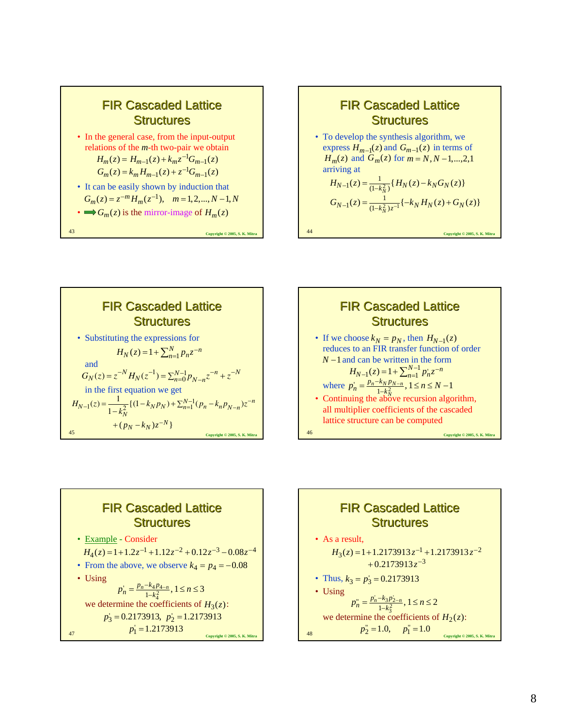## FIR Cascaded Lattice Structures

- In the general case, from the input-output relations of the $m$-th two-pair we obtain

$$H_m(z) = H_{m-1}(z) + k_m z^{-1} G_{m-1}(z)$$
$$G_m(z) = k_m H_{m-1}(z) + z^{-1} G_{m-1}(z)$$

- It can be easily shown by induction that

$$G_m(z) = z^{-m} H_m(z^{-1}), \quad m = 1, 2, \ldots, N-1, N$$

- ⟹ $G_m(z)$ is the mirror-image of $H_m(z)$

## FIR Cascaded Lattice Structures

- To develop the synthesis algorithm, we express $H_{m-1}(z)$ and $G_{m-1}(z)$ in terms of $H_m(z)$ and $G_m(z)$ for $m = N, N-1, \ldots, 2, 1$ arriving at

$$H_{N-1}(z) = \frac{1}{(1-k_N^2)}\{H_N(z) - k_N G_N(z)\}$$
$$G_{N-1}(z) = \frac{1}{(1-k_N^2)z^{-1}}\{-k_N H_N(z) + G_N(z)\}$$

## FIR Cascaded Lattice Structures

- Substituting the expressions for

$$H_N(z) = 1 + \sum_{n=1}^{N} p_n z^{-n}$$

and

$$G_N(z) = z^{-N} H_N(z^{-1}) = \sum_{n=0}^{N-1} p_{N-n} z^{-n} + z^{-N}$$

in the first equation we get

$$H_{N-1}(z) = \frac{1}{1-k_N^2}\{(1-k_N p_N) + \sum_{n=1}^{N-1}(p_n - k_n p_{N-n})z^{-n} + (p_N - k_N)z^{-N}\}$$

## FIR Cascaded Lattice Structures

- If we choose $k_N = p_N$, then $H_{N-1}(z)$ reduces to an FIR transfer function of order $N-1$ and can be written in the form

$$H_{N-1}(z) = 1 + \sum_{n=1}^{N-1} p'_n z^{-n}$$

where $p'_n = \frac{p_n - k_N p_{N-n}}{1-k_N^2}, \; 1 \le n \le N-1$

- Continuing the above recursion algorithm, all multiplier coefficients of the cascaded lattice structure can be computed

## FIR Cascaded Lattice Structures

- Example - Consider

$$H_4(z) = 1 + 1.2z^{-1} + 1.12z^{-2} + 0.12z^{-3} - 0.08z^{-4}$$

- From the above, we observe $k_4 = p_4 = -0.08$
- Using

$$p'_n = \frac{p_n - k_4 p_{4-n}}{1-k_4^2}, \; 1 \le n \le 3$$

we determine the coefficients of $H_3(z)$:

$$p'_3 = 0.2173913, \quad p'_2 = 1.2173913$$
$$p'_1 = 1.2173913$$

## FIR Cascaded Lattice Structures

- As a result,

$$H_3(z) = 1 + 1.2173913z^{-1} + 1.2173913z^{-2} + 0.2173913z^{-3}$$

- Thus, $k_3 = p'_3 = 0.2173913$
- Using

$$p''_n = \frac{p'_n - k_3 p'_{2-n}}{1-k_3^2}, \; 1 \le n \le 2$$

we determine the coefficients of $H_2(z)$:

$$p''_2 = 1.0, \quad p''_1 = 1.0$$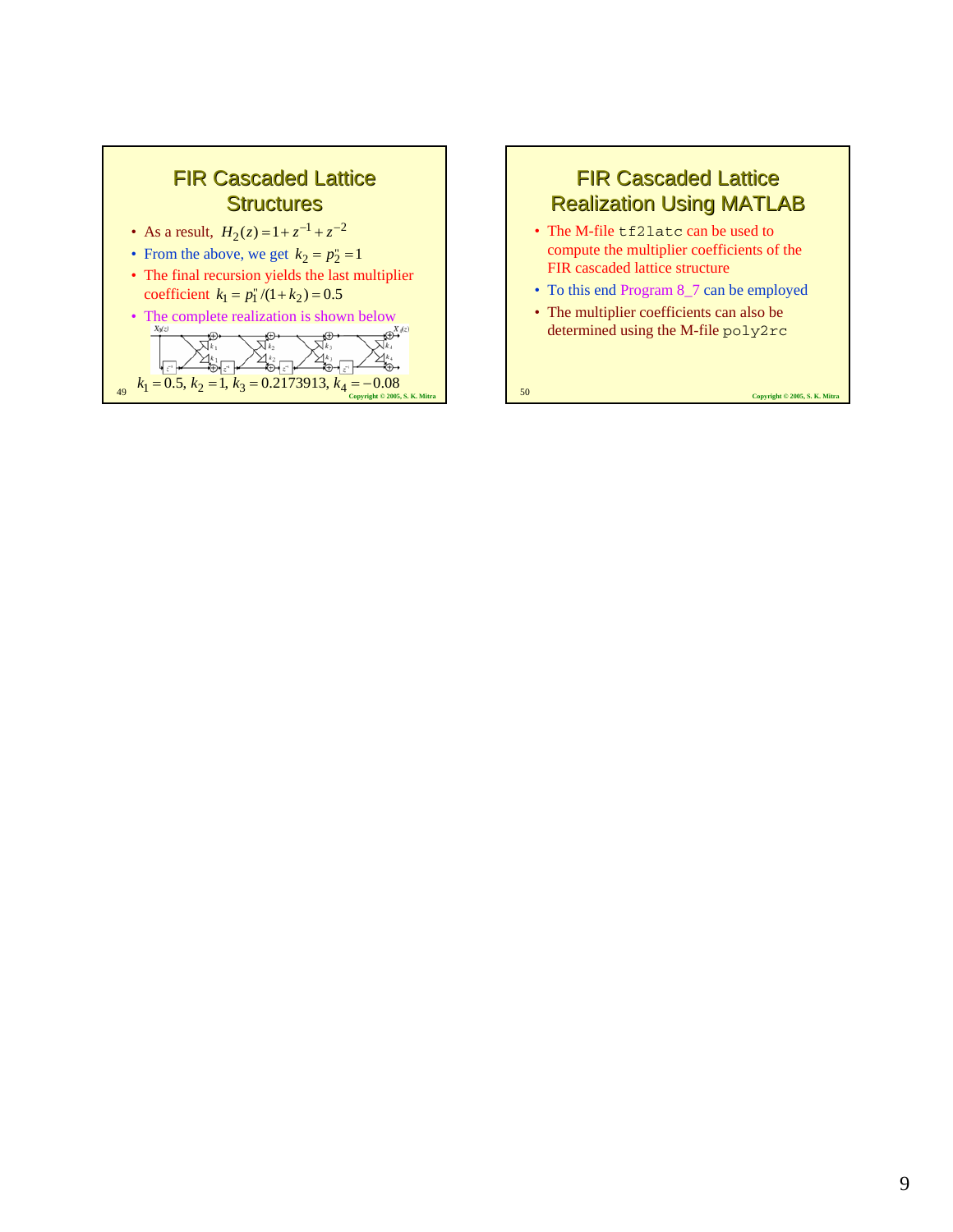## FIR Cascaded Lattice Structures

- As a result, $H_2(z) = 1 + z^{-1} + z^{-2}$
- From the above, we get $k_2 = p_2'' = 1$
- The final recursion yields the last multiplier coefficient $k_1 = p_1'' / (1 + k_2) = 0.5$
- The complete realization is shown below

$X_0(z)$ $X_4(z)$ $k_1$ $k_2$ $k_3$ $k_4$ $z^{-1}$

$k_1 = 0.5, \; k_2 = 1, \; k_3 = 0.2173913, \; k_4 = -0.08$

## FIR Cascaded Lattice Realization Using MATLAB

- The M-file `tf2latc` can be used to compute the multiplier coefficients of the FIR cascaded lattice structure
- To this end Program 8_7 can be employed
- The multiplier coefficients can also be determined using the M-file `poly2rc`